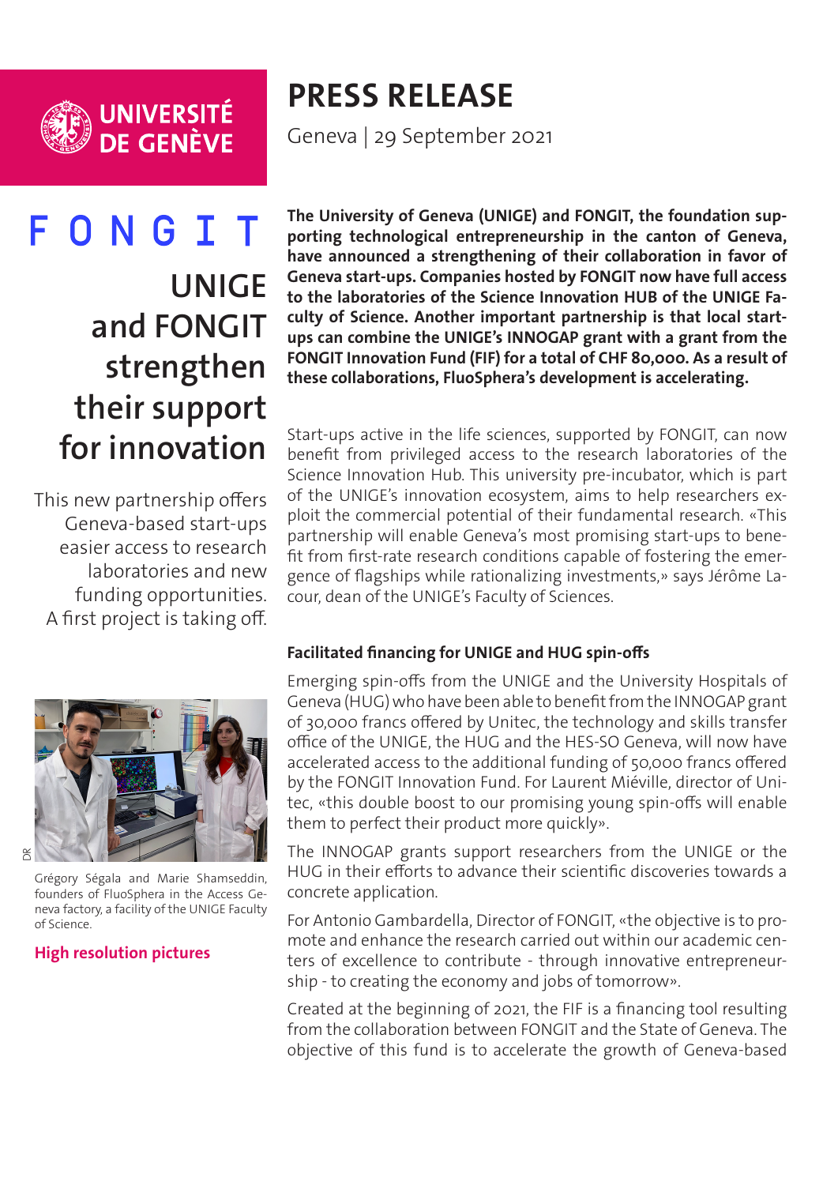UNIVERSITÉ DE GENÈVE

# PRESS RELEASE

Geneva | 29 September 2021

FONGIT

## UNIGE and FONGIT strengthen their support for innovation

This new partnership offers Geneva-based start-ups easier access to research laboratories and new funding opportunities. A first project is taking off.

DR

Grégory Ségala and Marie Shamseddin, founders of FluoSphera in the Access Geneva factory, a facility of the UNIGE Faculty of Science.

**High resolution pictures**

**The University of Geneva (UNIGE) and FONGIT, the foundation supporting technological entrepreneurship in the canton of Geneva, have announced a strengthening of their collaboration in favor of Geneva start-ups. Companies hosted by FONGIT now have full access to the laboratories of the Science Innovation HUB of the UNIGE Faculty of Science. Another important partnership is that local start-ups can combine the UNIGE's INNOGAP grant with a grant from the FONGIT Innovation Fund (FIF) for a total of CHF 80,000. As a result of these collaborations, FluoSphera's development is accelerating.**

Start-ups active in the life sciences, supported by FONGIT, can now benefit from privileged access to the research laboratories of the Science Innovation Hub. This university pre-incubator, which is part of the UNIGE's innovation ecosystem, aims to help researchers exploit the commercial potential of their fundamental research. «This partnership will enable Geneva's most promising start-ups to benefit from first-rate research conditions capable of fostering the emergence of flagships while rationalizing investments,» says Jérôme Lacour, dean of the UNIGE's Faculty of Sciences.

### Facilitated financing for UNIGE and HUG spin-offs

Emerging spin-offs from the UNIGE and the University Hospitals of Geneva (HUG) who have been able to benefit from the INNOGAP grant of 30,000 francs offered by Unitec, the technology and skills transfer office of the UNIGE, the HUG and the HES-SO Geneva, will now have accelerated access to the additional funding of 50,000 francs offered by the FONGIT Innovation Fund. For Laurent Miéville, director of Unitec, «this double boost to our promising young spin-offs will enable them to perfect their product more quickly».

The INNOGAP grants support researchers from the UNIGE or the HUG in their efforts to advance their scientific discoveries towards a concrete application.

For Antonio Gambardella, Director of FONGIT, «the objective is to promote and enhance the research carried out within our academic centers of excellence to contribute - through innovative entrepreneurship - to creating the economy and jobs of tomorrow».

Created at the beginning of 2021, the FIF is a financing tool resulting from the collaboration between FONGIT and the State of Geneva. The objective of this fund is to accelerate the growth of Geneva-based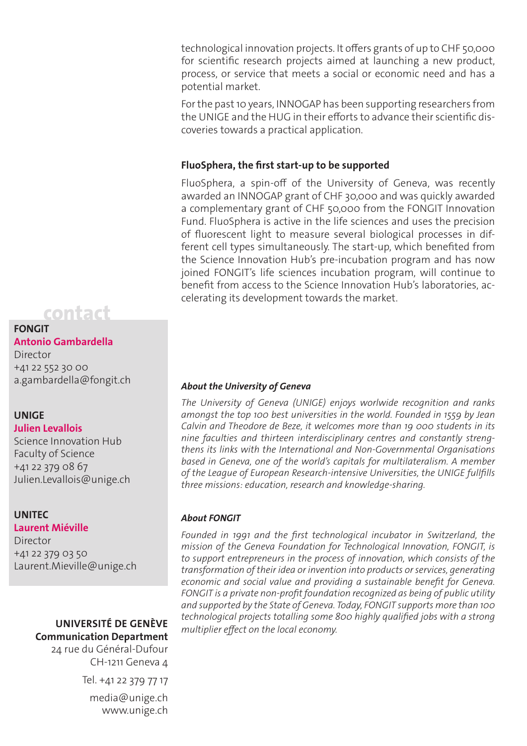technological innovation projects. It offers grants of up to CHF 50,000 for scientific research projects aimed at launching a new product, process, or service that meets a social or economic need and has a potential market.

For the past 10 years, INNOGAP has been supporting researchers from the UNIGE and the HUG in their efforts to advance their scientific discoveries towards a practical application.

### FluoSphera, the first start-up to be supported

FluoSphera, a spin-off of the University of Geneva, was recently awarded an INNOGAP grant of CHF 30,000 and was quickly awarded a complementary grant of CHF 50,000 from the FONGIT Innovation Fund. FluoSphera is active in the life sciences and uses the precision of fluorescent light to measure several biological processes in different cell types simultaneously. The start-up, which benefited from the Science Innovation Hub's pre-incubation program and has now joined FONGIT's life sciences incubation program, will continue to benefit from access to the Science Innovation Hub's laboratories, accelerating its development towards the market.

## contact

**FONGIT**
**Antonio Gambardella**
Director
+41 22 552 30 00
a.gambardella@fongit.ch

**UNIGE**
**Julien Levallois**
Science Innovation Hub
Faculty of Science
+41 22 379 08 67
Julien.Levallois@unige.ch

**UNITEC**
**Laurent Miéville**
Director
+41 22 379 03 50
Laurent.Mieville@unige.ch

**UNIVERSITÉ DE GENÈVE**
**Communication Department**
24 rue du Général-Dufour
CH-1211 Geneva 4

Tel. +41 22 379 77 17

media@unige.ch
www.unige.ch

***About the University of Geneva***

*The University of Geneva (UNIGE) enjoys worlwide recognition and ranks amongst the top 100 best universities in the world. Founded in 1559 by Jean Calvin and Theodore de Beze, it welcomes more than 19 000 students in its nine faculties and thirteen interdisciplinary centres and constantly strengthens its links with the International and Non-Governmental Organisations based in Geneva, one of the world's capitals for multilateralism. A member of the League of European Research-intensive Universities, the UNIGE fullfills three missions: education, research and knowledge-sharing.*

***About FONGIT***

*Founded in 1991 and the first technological incubator in Switzerland, the mission of the Geneva Foundation for Technological Innovation, FONGIT, is to support entrepreneurs in the process of innovation, which consists of the transformation of their idea or invention into products or services, generating economic and social value and providing a sustainable benefit for Geneva. FONGIT is a private non-profit foundation recognized as being of public utility and supported by the State of Geneva. Today, FONGIT supports more than 100 technological projects totalling some 800 highly qualified jobs with a strong multiplier effect on the local economy.*